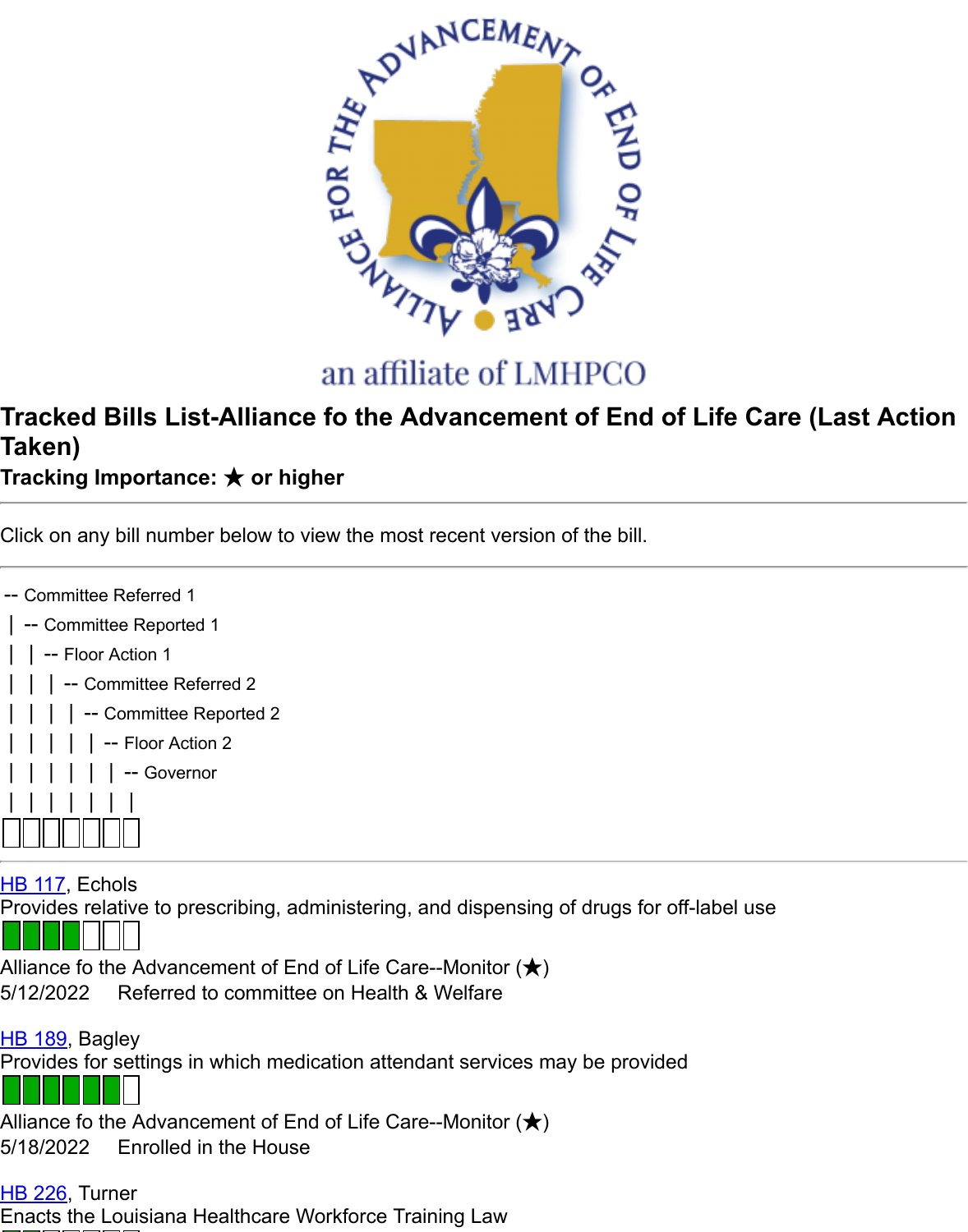# Tracked Bills List-Alliance fo the Advancement of End of Life Care (Last Action Taken)

### Tracking Importance: ★ or higher

---

Click on any bill number below to view the most recent version of the bill.

---

```
-- Committee Referred 1
| -- Committee Reported 1
| | -- Floor Action 1
| | | -- Committee Referred 2
| | | | -- Committee Reported 2
| | | | | -- Floor Action 2
| | | | | | -- Governor
| | | | | | |
```

---

HB 117, Echols
Provides relative to prescribing, administering, and dispensing of drugs for off-label use

Alliance fo the Advancement of End of Life Care--Monitor (★)
5/12/2022 Referred to committee on Health & Welfare

HB 189, Bagley
Provides for settings in which medication attendant services may be provided

Alliance fo the Advancement of End of Life Care--Monitor (★)
5/18/2022 Enrolled in the House

HB 226, Turner
Enacts the Louisiana Healthcare Workforce Training Law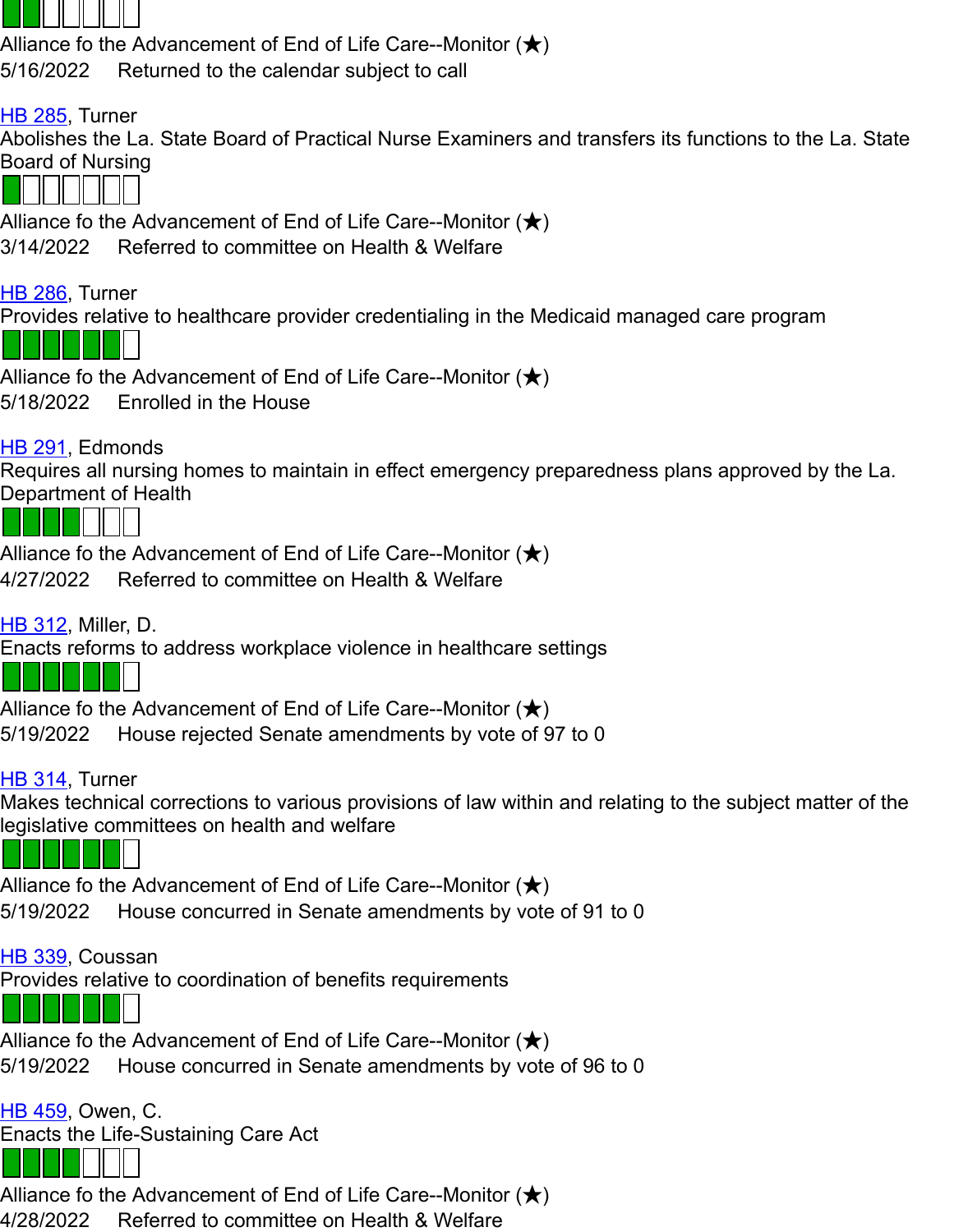Alliance fo the Advancement of End of Life Care--Monitor (★)
5/16/2022 Returned to the calendar subject to call

[HB 285](), Turner
Abolishes the La. State Board of Practical Nurse Examiners and transfers its functions to the La. State Board of Nursing

Alliance fo the Advancement of End of Life Care--Monitor (★)
3/14/2022 Referred to committee on Health & Welfare

[HB 286](), Turner
Provides relative to healthcare provider credentialing in the Medicaid managed care program

Alliance fo the Advancement of End of Life Care--Monitor (★)
5/18/2022 Enrolled in the House

[HB 291](), Edmonds
Requires all nursing homes to maintain in effect emergency preparedness plans approved by the La. Department of Health

Alliance fo the Advancement of End of Life Care--Monitor (★)
4/27/2022 Referred to committee on Health & Welfare

[HB 312](), Miller, D.
Enacts reforms to address workplace violence in healthcare settings

Alliance fo the Advancement of End of Life Care--Monitor (★)
5/19/2022 House rejected Senate amendments by vote of 97 to 0

[HB 314](), Turner
Makes technical corrections to various provisions of law within and relating to the subject matter of the legislative committees on health and welfare

Alliance fo the Advancement of End of Life Care--Monitor (★)
5/19/2022 House concurred in Senate amendments by vote of 91 to 0

[HB 339](), Coussan
Provides relative to coordination of benefits requirements

Alliance fo the Advancement of End of Life Care--Monitor (★)
5/19/2022 House concurred in Senate amendments by vote of 96 to 0

[HB 459](), Owen, C.
Enacts the Life-Sustaining Care Act

Alliance fo the Advancement of End of Life Care--Monitor (★)
4/28/2022 Referred to committee on Health & Welfare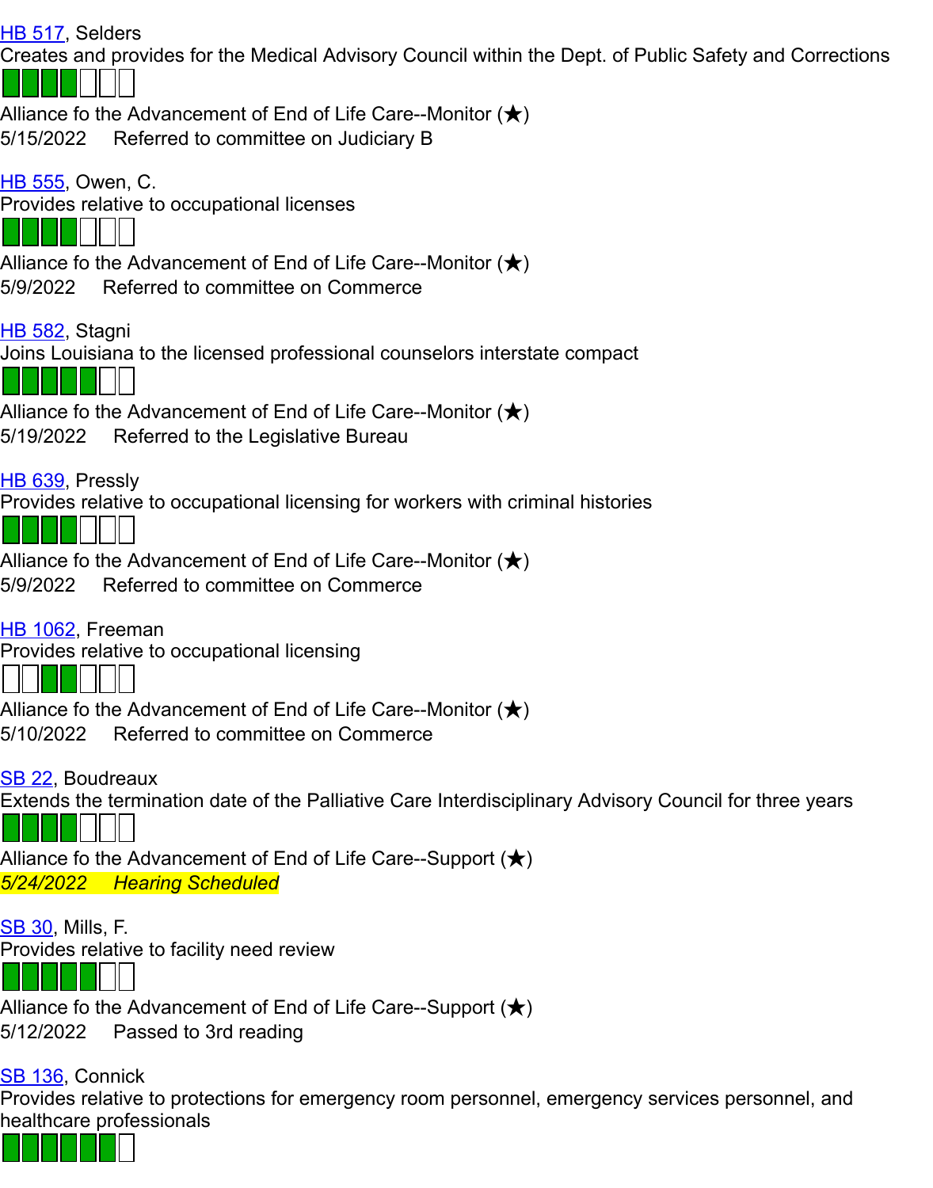[HB 517](), Selders
Creates and provides for the Medical Advisory Council within the Dept. of Public Safety and Corrections

Alliance fo the Advancement of End of Life Care--Monitor (★)
5/15/2022 Referred to committee on Judiciary B

[HB 555](), Owen, C.
Provides relative to occupational licenses

Alliance fo the Advancement of End of Life Care--Monitor (★)
5/9/2022 Referred to committee on Commerce

[HB 582](), Stagni
Joins Louisiana to the licensed professional counselors interstate compact

Alliance fo the Advancement of End of Life Care--Monitor (★)
5/19/2022 Referred to the Legislative Bureau

[HB 639](), Pressly
Provides relative to occupational licensing for workers with criminal histories

Alliance fo the Advancement of End of Life Care--Monitor (★)
5/9/2022 Referred to committee on Commerce

[HB 1062](), Freeman
Provides relative to occupational licensing

Alliance fo the Advancement of End of Life Care--Monitor (★)
5/10/2022 Referred to committee on Commerce

[SB 22](), Boudreaux
Extends the termination date of the Palliative Care Interdisciplinary Advisory Council for three years

Alliance fo the Advancement of End of Life Care--Support (★)
*5/24/2022 Hearing Scheduled*

[SB 30](), Mills, F.
Provides relative to facility need review

Alliance fo the Advancement of End of Life Care--Support (★)
5/12/2022 Passed to 3rd reading

[SB 136](), Connick
Provides relative to protections for emergency room personnel, emergency services personnel, and healthcare professionals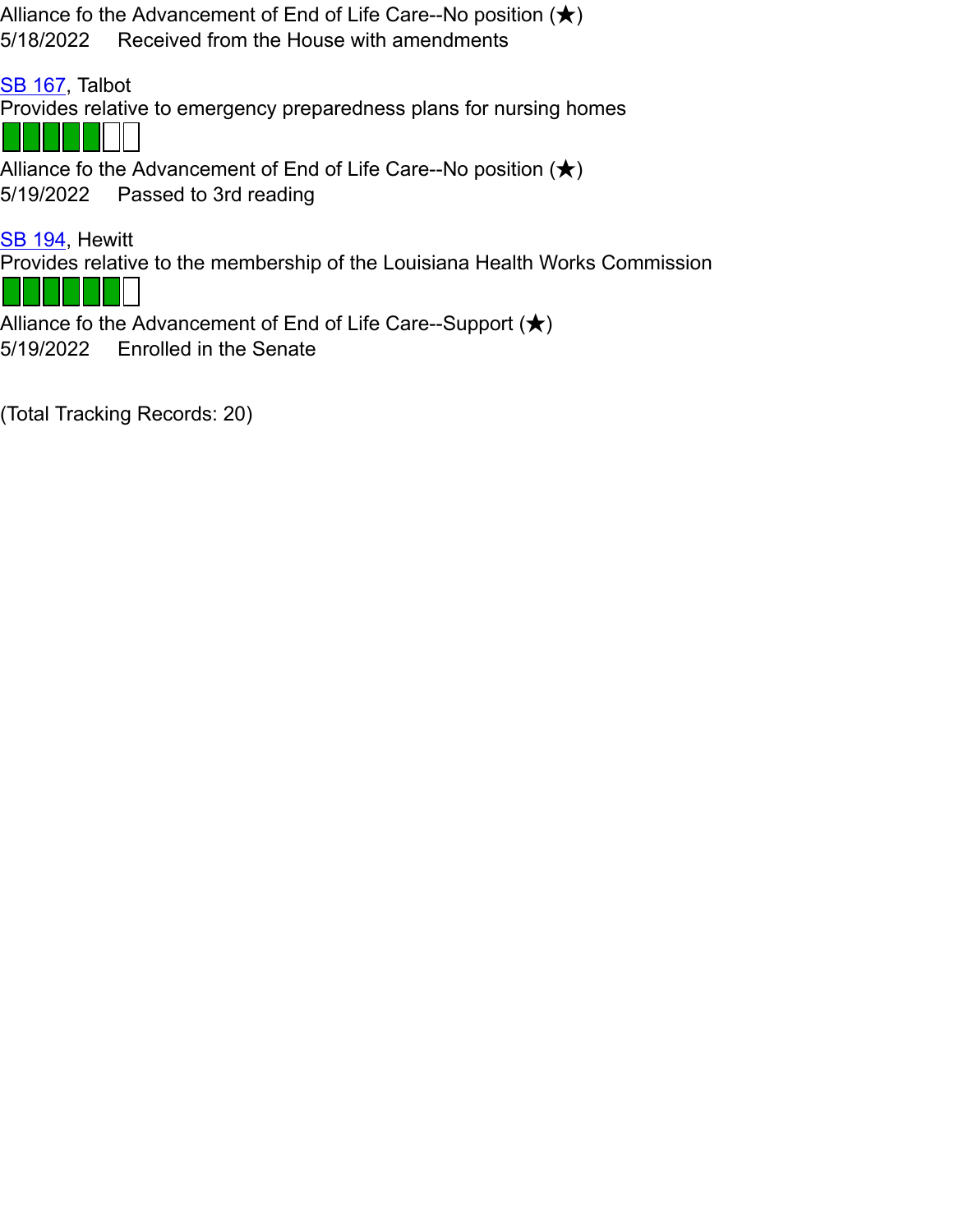Alliance fo the Advancement of End of Life Care--No position (★)
5/18/2022 Received from the House with amendments

SB 167, Talbot
Provides relative to emergency preparedness plans for nursing homes

Alliance fo the Advancement of End of Life Care--No position (★)
5/19/2022 Passed to 3rd reading

SB 194, Hewitt
Provides relative to the membership of the Louisiana Health Works Commission

Alliance fo the Advancement of End of Life Care--Support (★)
5/19/2022 Enrolled in the Senate

(Total Tracking Records: 20)